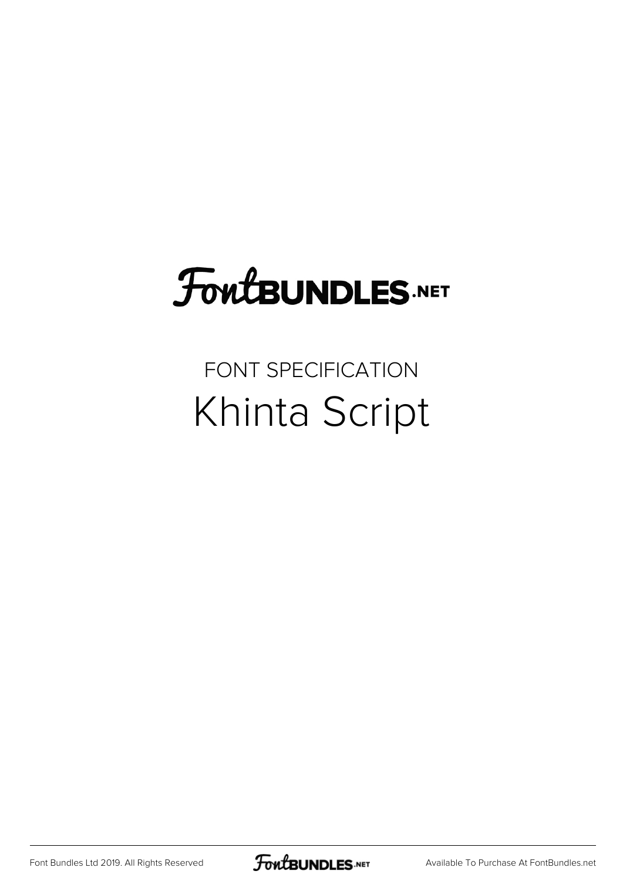FontBUNDLES.NET

FONT SPECIFICATION

# Khinta Script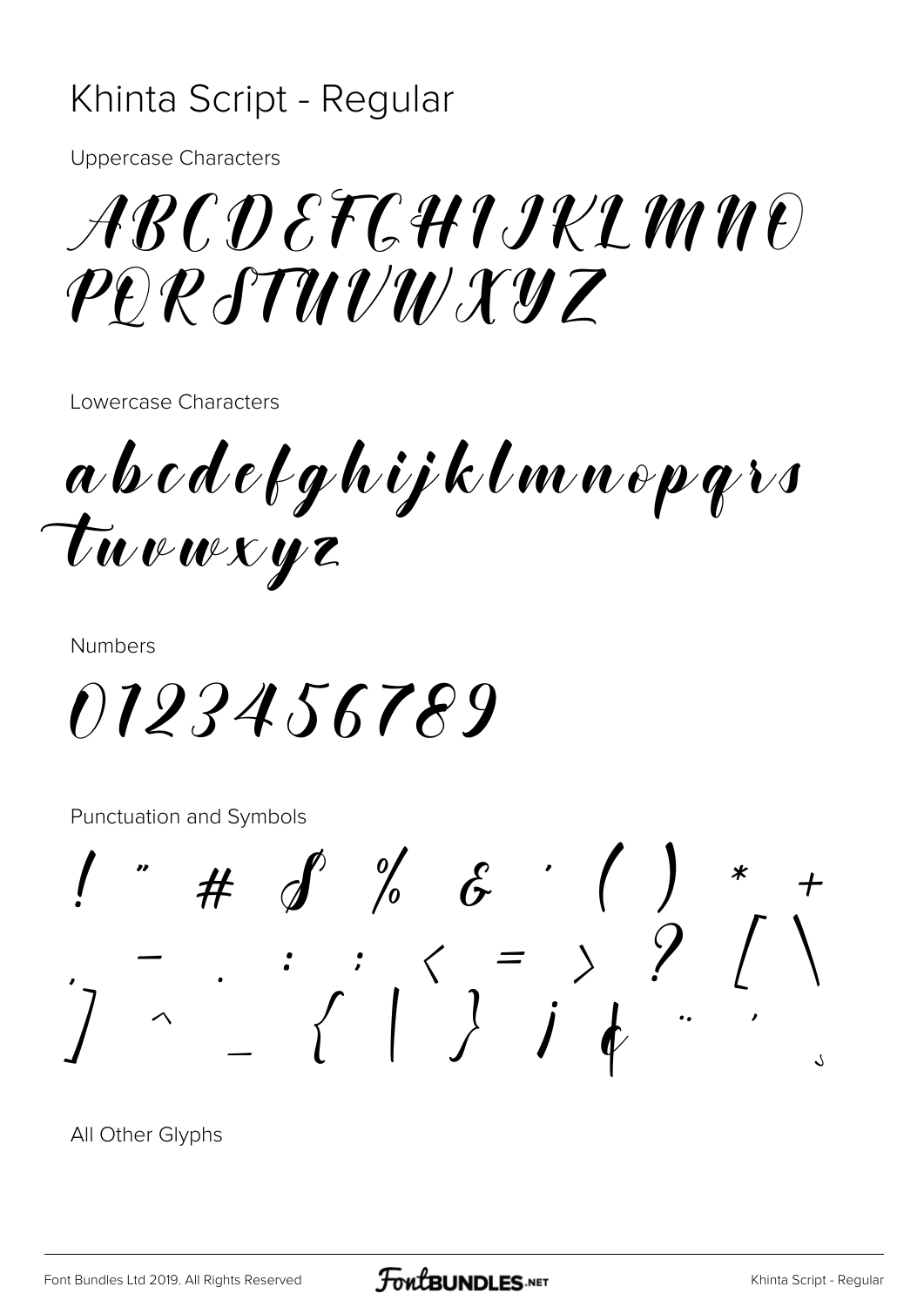# Khinta Script - Regular

Uppercase Characters

ABCDEFGHIJKLMNO
PQRSTUVWXYZ

Lowercase Characters

abcdefghijklmnopqrs
tuvwxyz

Numbers

0123456789

Punctuation and Symbols

! " # $ % & ' ( ) * +
, - . : ; < = > ? [ \
] ^ _ { | } ¡ ¢ ¨ ´ ¸

All Other Glyphs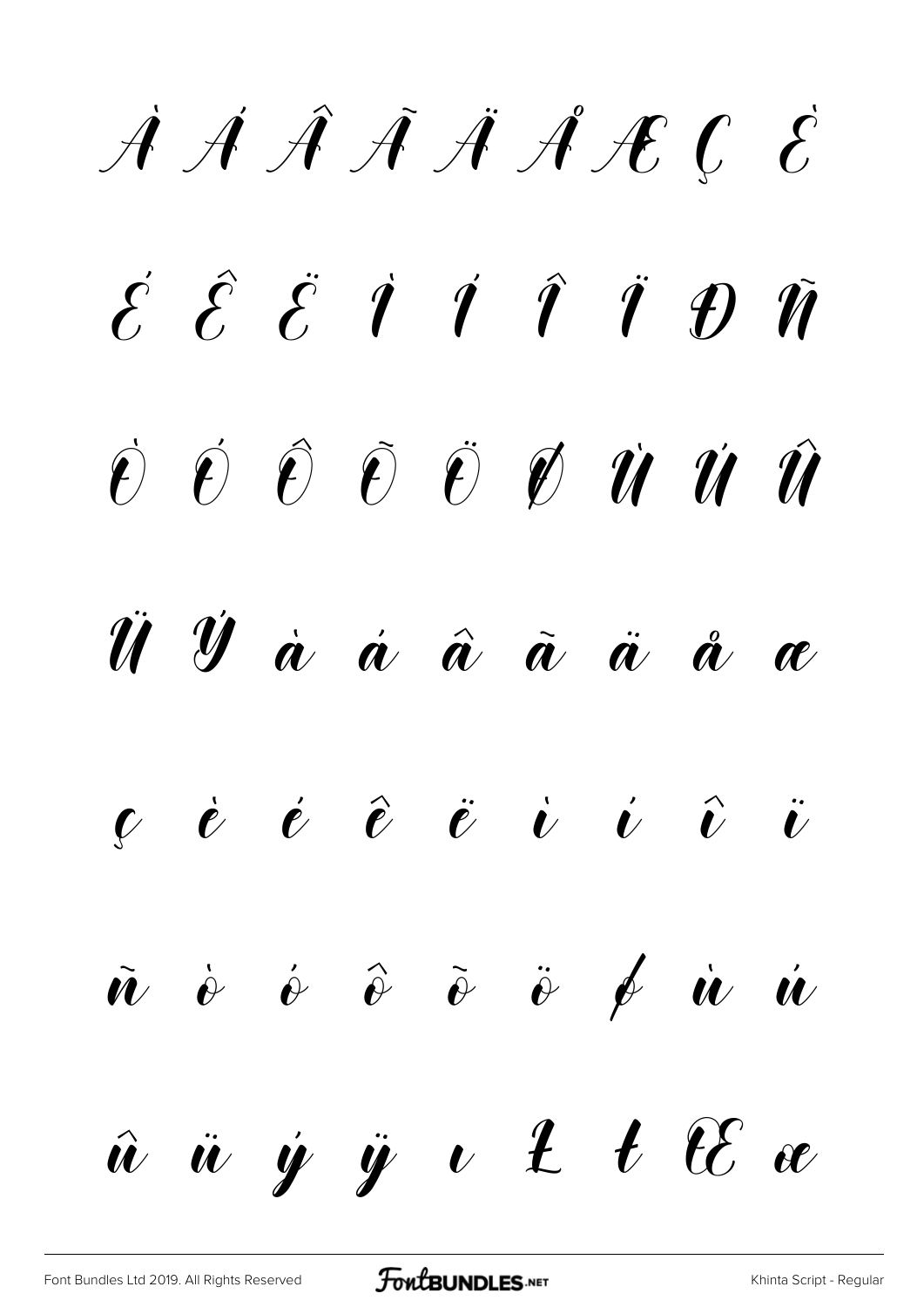À Á Â Ã Ä Å Æ Ç È

É Ê Ë Ì Í Î Ï Ð Ñ

Ò Ó Ô Õ Ö Ø Ù Ú Û

Ü Ý à á â ã ä å æ

ç è é ê ë ì í î ï

ñ ò ó ô õ ö ø ù ú

û ü ý ÿ ı Ł ł Œ œ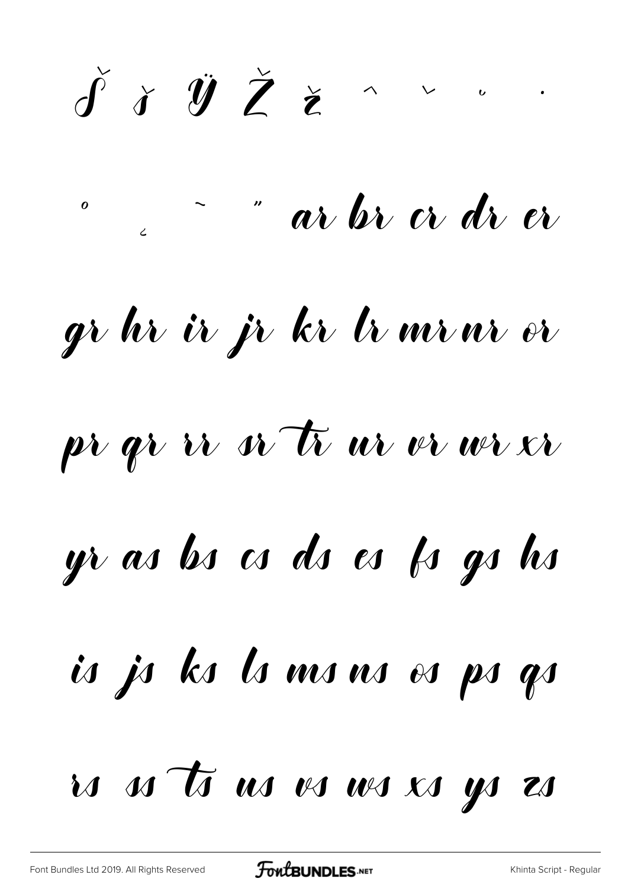Š š Ÿ Ž ž ˆ ˇ ˘ ˙

˚ ˛ ˜ ˝ ar br cr dr er

gr hr ir jr kr lr mr nr or

pr qr rr sr tr ur vr wr xr

yr as bs cs ds es fs gs hs

is js ks ls ms ns os ps qs

rs ss ts us vs ws xs ys zs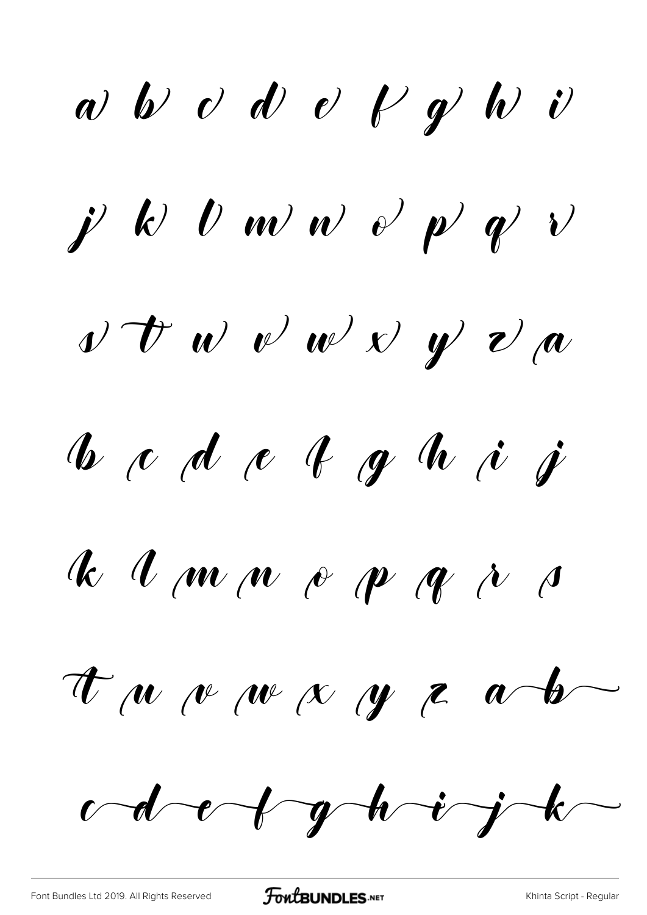a b c d e f g h i

j k l m n o p q r

s t u v w x y z a

b c d e f g h i j

k l m n o p q r s

t u v w x y z a b

c d e f g h i j k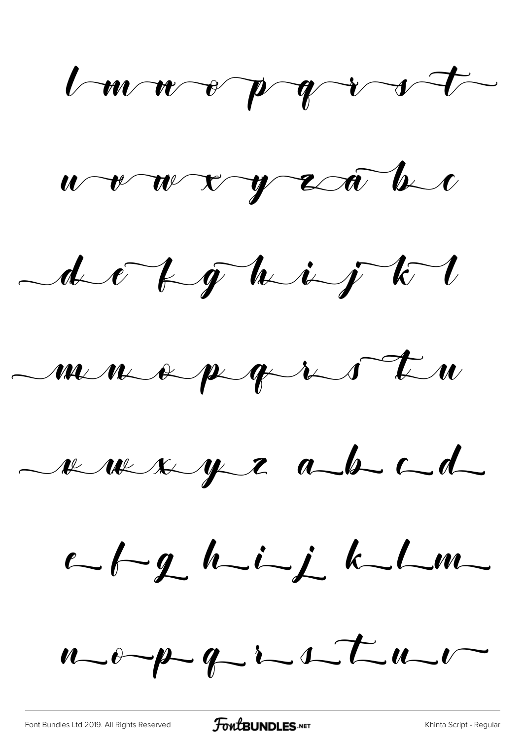l m n o p q r s t

u v w x y z a b c

d e f g h i j k l

m n o p q r s t u

v w x y z a b c d

e f g h i j k l m

n o p q r s t u v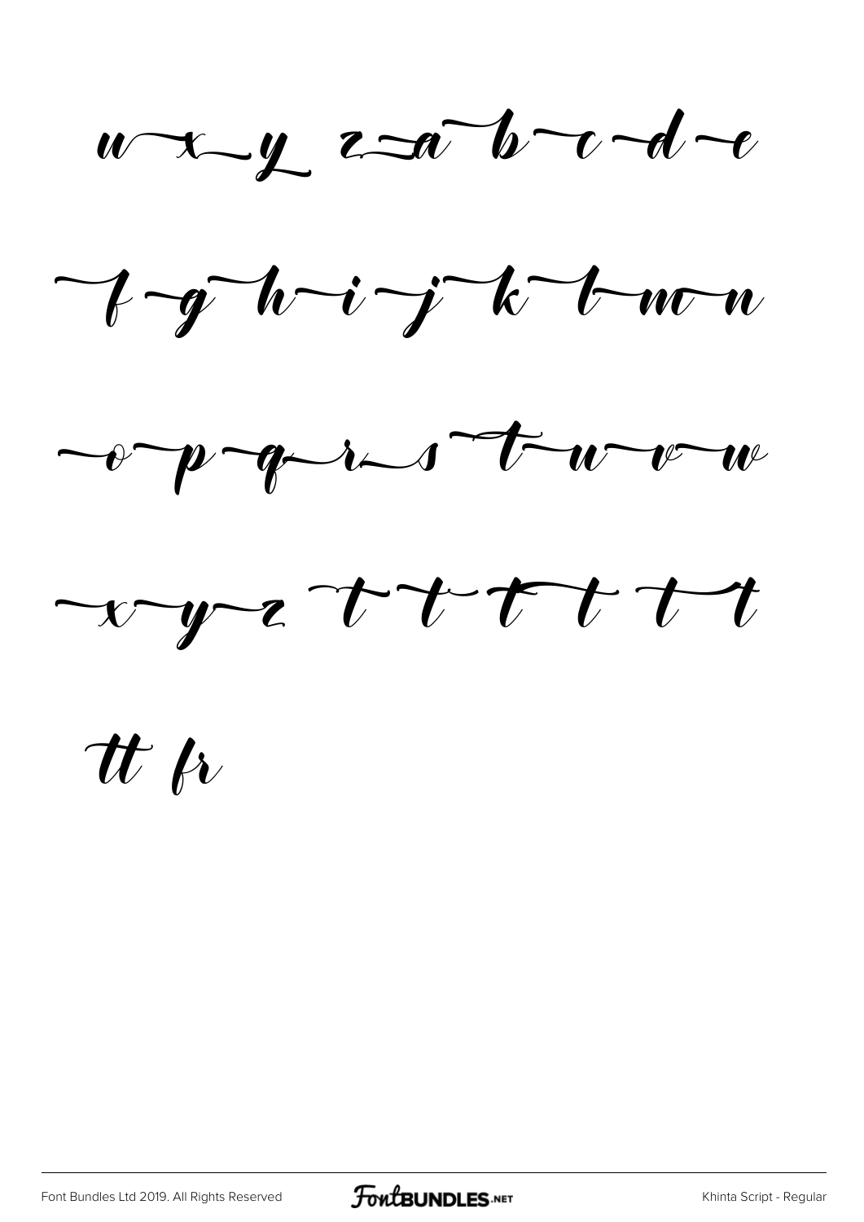u x y z a b c d e

f g h i j k l m n

o p q r s t u v w

x y z t t t t t t

tt fr